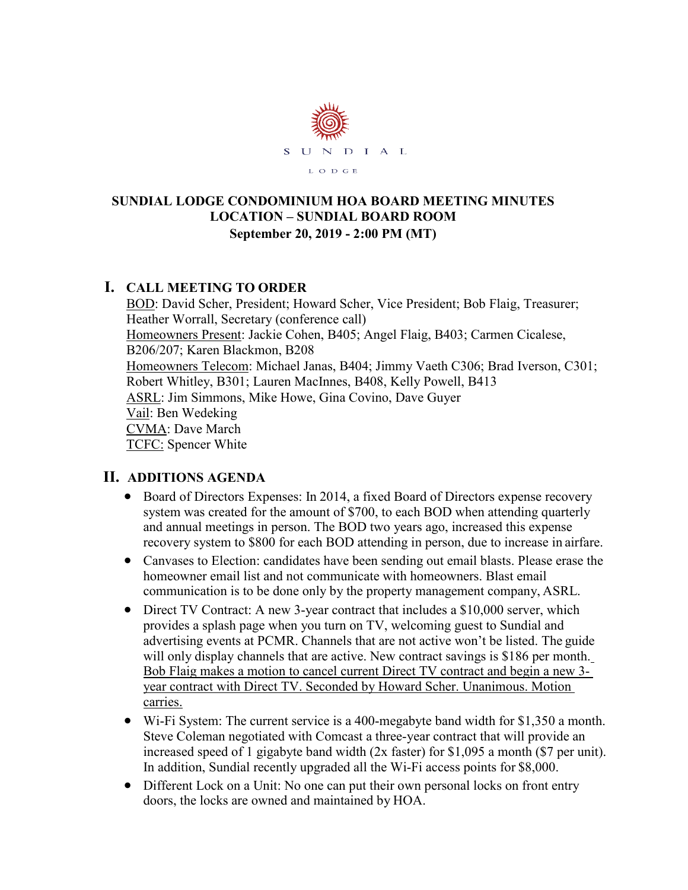SUNDIAL LODGE

# SUNDIAL LODGE CONDOMINIUM HOA BOARD MEETING MINUTES
## LOCATION – SUNDIAL BOARD ROOM
**September 20, 2019 - 2:00 PM (MT)**

## I. CALL MEETING TO ORDER

BOD: David Scher, President; Howard Scher, Vice President; Bob Flaig, Treasurer; Heather Worrall, Secretary (conference call)
Homeowners Present: Jackie Cohen, B405; Angel Flaig, B403; Carmen Cicalese, B206/207; Karen Blackmon, B208
Homeowners Telecom: Michael Janas, B404; Jimmy Vaeth C306; Brad Iverson, C301; Robert Whitley, B301; Lauren MacInnes, B408, Kelly Powell, B413
ASRL: Jim Simmons, Mike Howe, Gina Covino, Dave Guyer
Vail: Ben Wedeking
CVMA: Dave March
TCFC: Spencer White

## II. ADDITIONS AGENDA

- Board of Directors Expenses: In 2014, a fixed Board of Directors expense recovery system was created for the amount of $700, to each BOD when attending quarterly and annual meetings in person. The BOD two years ago, increased this expense recovery system to $800 for each BOD attending in person, due to increase in airfare.
- Canvases to Election: candidates have been sending out email blasts. Please erase the homeowner email list and not communicate with homeowners. Blast email communication is to be done only by the property management company, ASRL.
- Direct TV Contract: A new 3-year contract that includes a $10,000 server, which provides a splash page when you turn on TV, welcoming guest to Sundial and advertising events at PCMR. Channels that are not active won't be listed. The guide will only display channels that are active. New contract savings is $186 per month. Bob Flaig makes a motion to cancel current Direct TV contract and begin a new 3-year contract with Direct TV. Seconded by Howard Scher. Unanimous. Motion carries.
- Wi-Fi System: The current service is a 400-megabyte band width for $1,350 a month. Steve Coleman negotiated with Comcast a three-year contract that will provide an increased speed of 1 gigabyte band width (2x faster) for $1,095 a month ($7 per unit). In addition, Sundial recently upgraded all the Wi-Fi access points for $8,000.
- Different Lock on a Unit: No one can put their own personal locks on front entry doors, the locks are owned and maintained by HOA.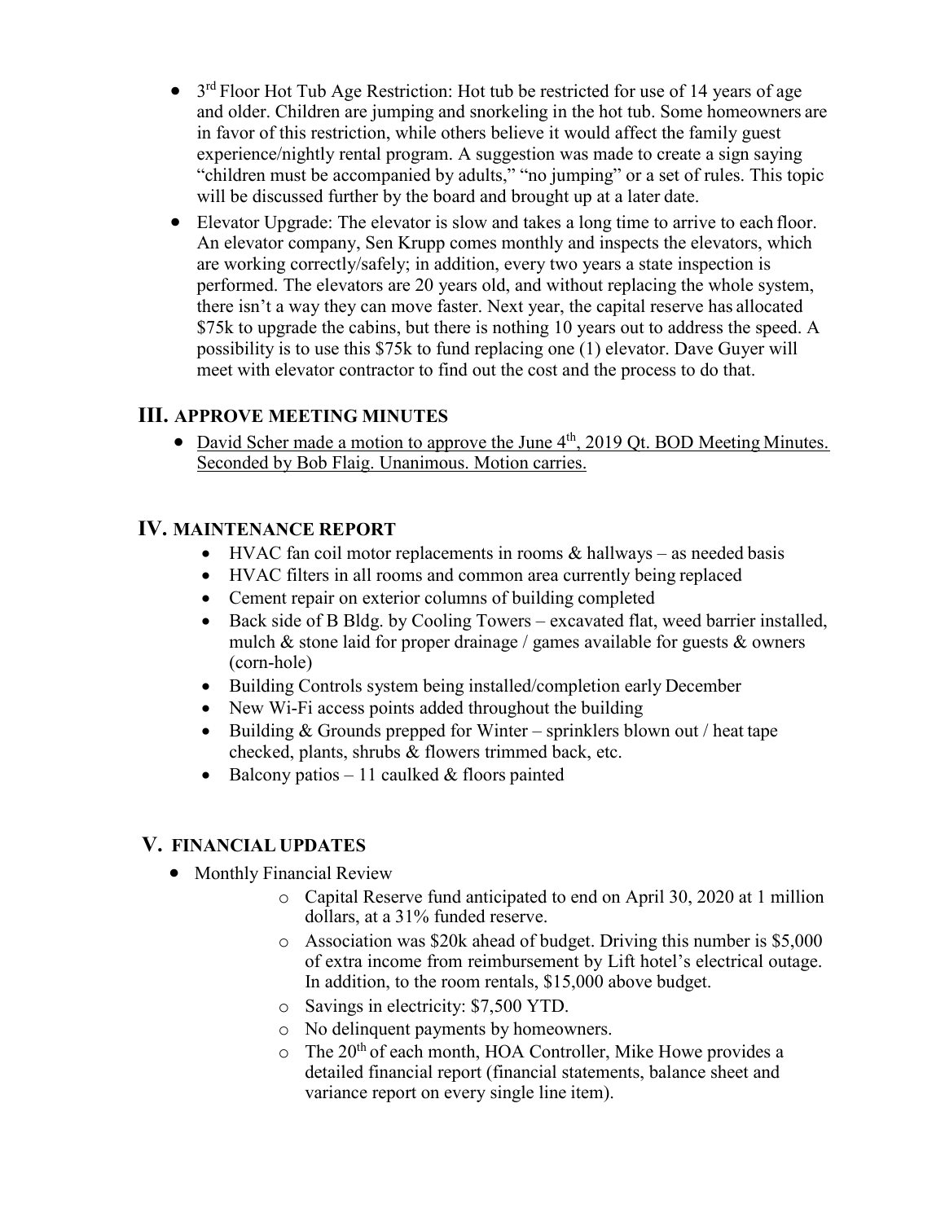- 3rd Floor Hot Tub Age Restriction: Hot tub be restricted for use of 14 years of age and older. Children are jumping and snorkeling in the hot tub. Some homeowners are in favor of this restriction, while others believe it would affect the family guest experience/nightly rental program. A suggestion was made to create a sign saying "children must be accompanied by adults," "no jumping" or a set of rules. This topic will be discussed further by the board and brought up at a later date.
- Elevator Upgrade: The elevator is slow and takes a long time to arrive to each floor. An elevator company, Sen Krupp comes monthly and inspects the elevators, which are working correctly/safely; in addition, every two years a state inspection is performed. The elevators are 20 years old, and without replacing the whole system, there isn't a way they can move faster. Next year, the capital reserve has allocated $75k to upgrade the cabins, but there is nothing 10 years out to address the speed. A possibility is to use this $75k to fund replacing one (1) elevator. Dave Guyer will meet with elevator contractor to find out the cost and the process to do that.

## III. APPROVE MEETING MINUTES

- David Scher made a motion to approve the June 4th, 2019 Qt. BOD Meeting Minutes. Seconded by Bob Flaig. Unanimous. Motion carries.

## IV. MAINTENANCE REPORT

- HVAC fan coil motor replacements in rooms & hallways – as needed basis
- HVAC filters in all rooms and common area currently being replaced
- Cement repair on exterior columns of building completed
- Back side of B Bldg. by Cooling Towers – excavated flat, weed barrier installed, mulch & stone laid for proper drainage / games available for guests & owners (corn-hole)
- Building Controls system being installed/completion early December
- New Wi-Fi access points added throughout the building
- Building & Grounds prepped for Winter – sprinklers blown out / heat tape checked, plants, shrubs & flowers trimmed back, etc.
- Balcony patios – 11 caulked & floors painted

## V. FINANCIAL UPDATES

- Monthly Financial Review
  - Capital Reserve fund anticipated to end on April 30, 2020 at 1 million dollars, at a 31% funded reserve.
  - Association was $20k ahead of budget. Driving this number is $5,000 of extra income from reimbursement by Lift hotel's electrical outage. In addition, to the room rentals, $15,000 above budget.
  - Savings in electricity: $7,500 YTD.
  - No delinquent payments by homeowners.
  - The 20th of each month, HOA Controller, Mike Howe provides a detailed financial report (financial statements, balance sheet and variance report on every single line item).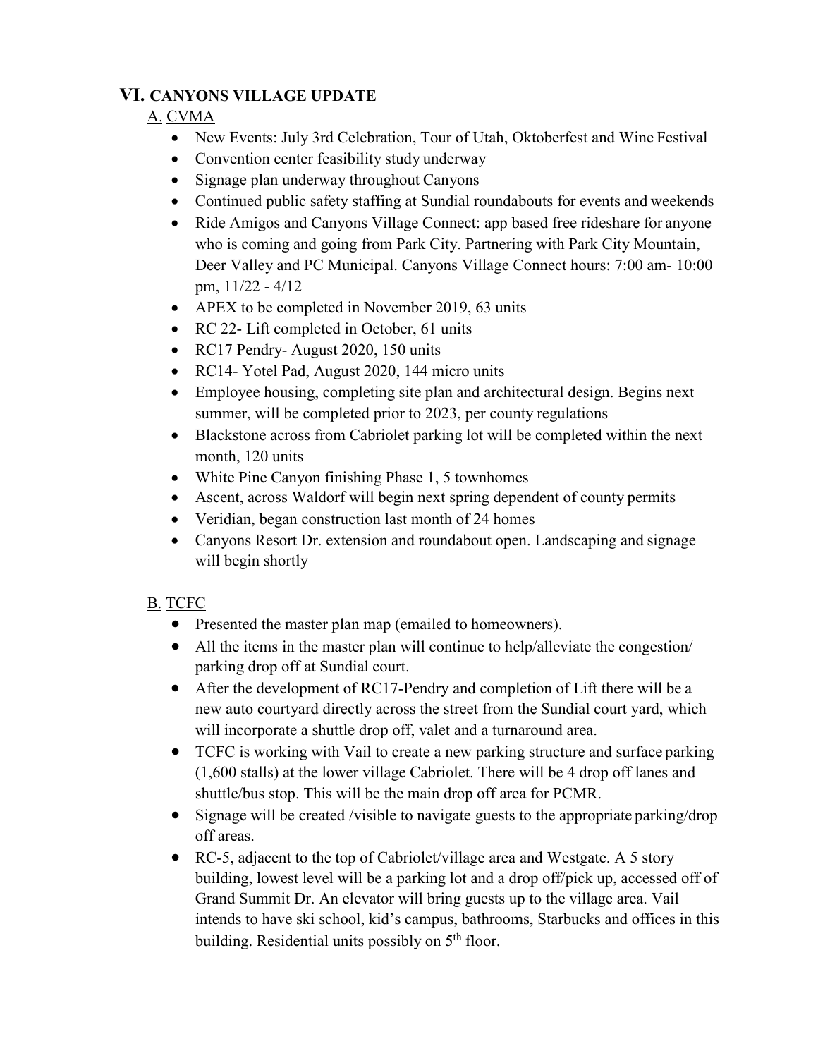## VI. CANYONS VILLAGE UPDATE

### A. CVMA

- New Events: July 3rd Celebration, Tour of Utah, Oktoberfest and Wine Festival
- Convention center feasibility study underway
- Signage plan underway throughout Canyons
- Continued public safety staffing at Sundial roundabouts for events and weekends
- Ride Amigos and Canyons Village Connect: app based free rideshare for anyone who is coming and going from Park City. Partnering with Park City Mountain, Deer Valley and PC Municipal. Canyons Village Connect hours: 7:00 am- 10:00 pm, 11/22 - 4/12
- APEX to be completed in November 2019, 63 units
- RC 22- Lift completed in October, 61 units
- RC17 Pendry- August 2020, 150 units
- RC14- Yotel Pad, August 2020, 144 micro units
- Employee housing, completing site plan and architectural design. Begins next summer, will be completed prior to 2023, per county regulations
- Blackstone across from Cabriolet parking lot will be completed within the next month, 120 units
- White Pine Canyon finishing Phase 1, 5 townhomes
- Ascent, across Waldorf will begin next spring dependent of county permits
- Veridian, began construction last month of 24 homes
- Canyons Resort Dr. extension and roundabout open. Landscaping and signage will begin shortly

### B. TCFC

- Presented the master plan map (emailed to homeowners).
- All the items in the master plan will continue to help/alleviate the congestion/ parking drop off at Sundial court.
- After the development of RC17-Pendry and completion of Lift there will be a new auto courtyard directly across the street from the Sundial court yard, which will incorporate a shuttle drop off, valet and a turnaround area.
- TCFC is working with Vail to create a new parking structure and surface parking (1,600 stalls) at the lower village Cabriolet. There will be 4 drop off lanes and shuttle/bus stop. This will be the main drop off area for PCMR.
- Signage will be created /visible to navigate guests to the appropriate parking/drop off areas.
- RC-5, adjacent to the top of Cabriolet/village area and Westgate. A 5 story building, lowest level will be a parking lot and a drop off/pick up, accessed off of Grand Summit Dr. An elevator will bring guests up to the village area. Vail intends to have ski school, kid's campus, bathrooms, Starbucks and offices in this building. Residential units possibly on 5th floor.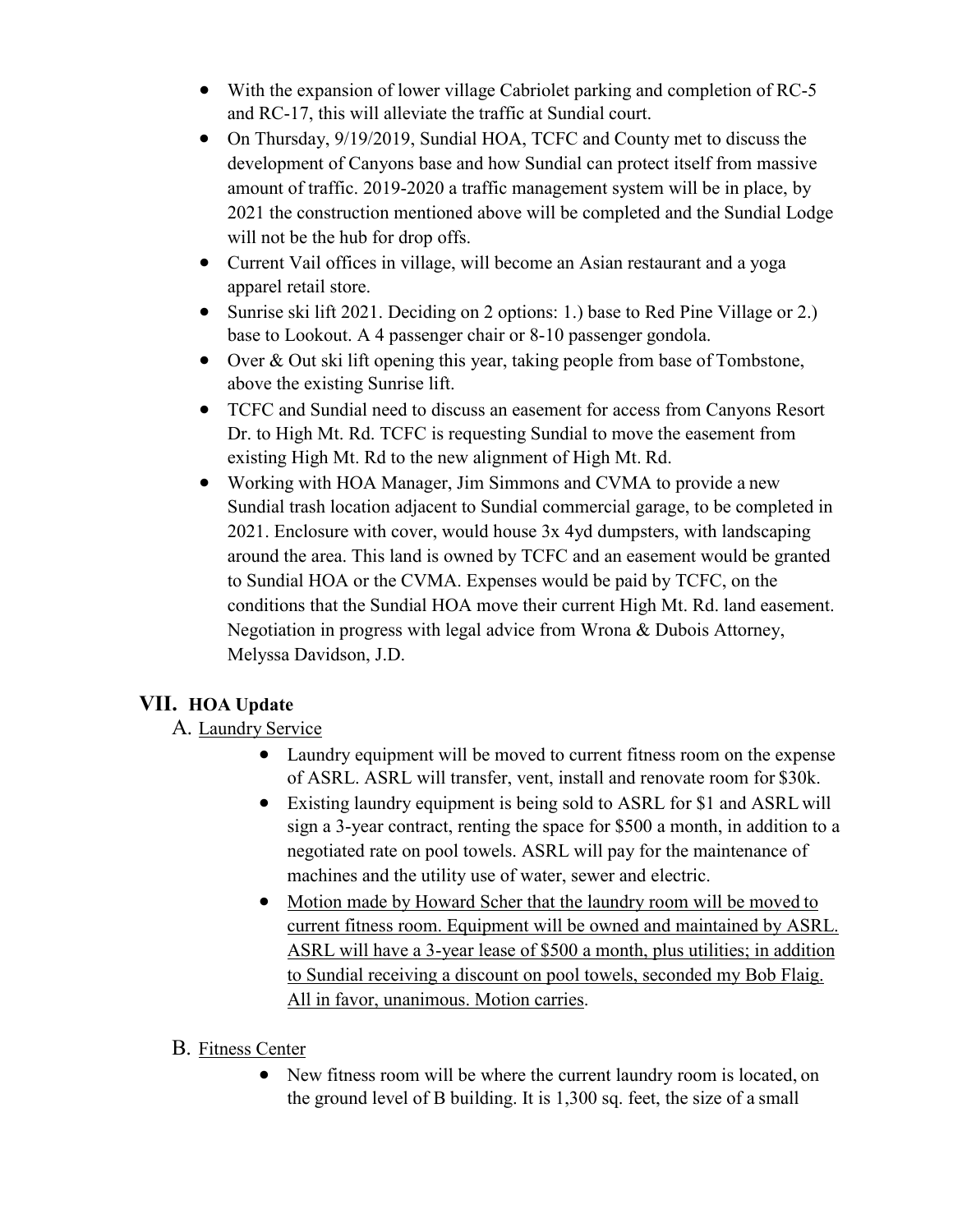- With the expansion of lower village Cabriolet parking and completion of RC-5 and RC-17, this will alleviate the traffic at Sundial court.
- On Thursday, 9/19/2019, Sundial HOA, TCFC and County met to discuss the development of Canyons base and how Sundial can protect itself from massive amount of traffic. 2019-2020 a traffic management system will be in place, by 2021 the construction mentioned above will be completed and the Sundial Lodge will not be the hub for drop offs.
- Current Vail offices in village, will become an Asian restaurant and a yoga apparel retail store.
- Sunrise ski lift 2021. Deciding on 2 options: 1.) base to Red Pine Village or 2.) base to Lookout. A 4 passenger chair or 8-10 passenger gondola.
- Over & Out ski lift opening this year, taking people from base of Tombstone, above the existing Sunrise lift.
- TCFC and Sundial need to discuss an easement for access from Canyons Resort Dr. to High Mt. Rd. TCFC is requesting Sundial to move the easement from existing High Mt. Rd to the new alignment of High Mt. Rd.
- Working with HOA Manager, Jim Simmons and CVMA to provide a new Sundial trash location adjacent to Sundial commercial garage, to be completed in 2021. Enclosure with cover, would house 3x 4yd dumpsters, with landscaping around the area. This land is owned by TCFC and an easement would be granted to Sundial HOA or the CVMA. Expenses would be paid by TCFC, on the conditions that the Sundial HOA move their current High Mt. Rd. land easement. Negotiation in progress with legal advice from Wrona & Dubois Attorney, Melyssa Davidson, J.D.

## VII. HOA Update

### A. Laundry Service

- Laundry equipment will be moved to current fitness room on the expense of ASRL. ASRL will transfer, vent, install and renovate room for $30k.
- Existing laundry equipment is being sold to ASRL for $1 and ASRL will sign a 3-year contract, renting the space for $500 a month, in addition to a negotiated rate on pool towels. ASRL will pay for the maintenance of machines and the utility use of water, sewer and electric.
- <u>Motion made by Howard Scher that the laundry room will be moved to current fitness room. Equipment will be owned and maintained by ASRL. ASRL will have a 3-year lease of $500 a month, plus utilities; in addition to Sundial receiving a discount on pool towels, seconded my Bob Flaig. All in favor, unanimous. Motion carries</u>.

### B. Fitness Center

- New fitness room will be where the current laundry room is located, on the ground level of B building. It is 1,300 sq. feet, the size of a small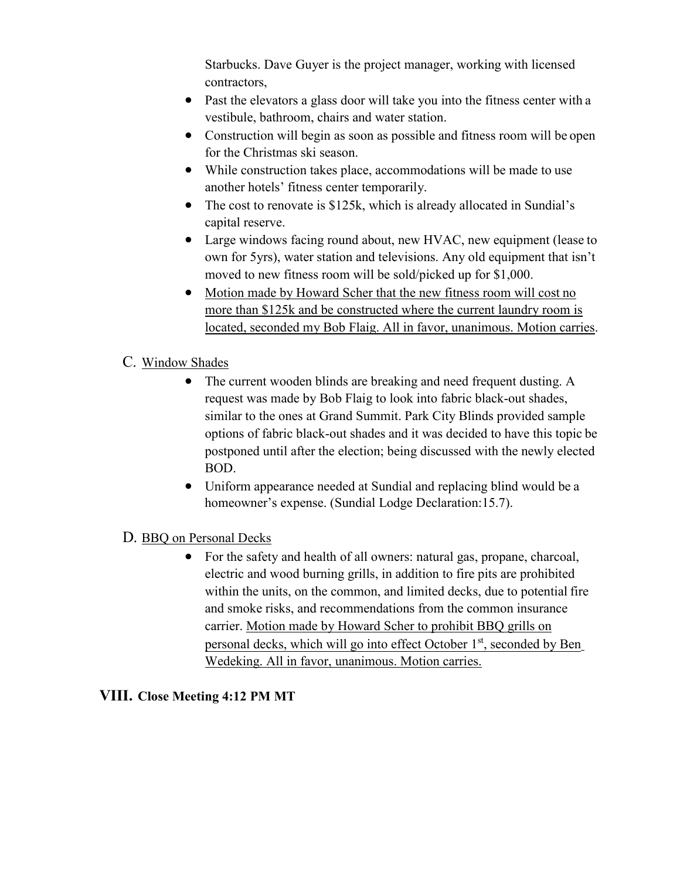Starbucks. Dave Guyer is the project manager, working with licensed contractors,

- Past the elevators a glass door will take you into the fitness center with a vestibule, bathroom, chairs and water station.
- Construction will begin as soon as possible and fitness room will be open for the Christmas ski season.
- While construction takes place, accommodations will be made to use another hotels' fitness center temporarily.
- The cost to renovate is $125k, which is already allocated in Sundial's capital reserve.
- Large windows facing round about, new HVAC, new equipment (lease to own for 5yrs), water station and televisions. Any old equipment that isn't moved to new fitness room will be sold/picked up for $1,000.
- Motion made by Howard Scher that the new fitness room will cost no more than $125k and be constructed where the current laundry room is located, seconded my Bob Flaig. All in favor, unanimous. Motion carries.

C. Window Shades

- The current wooden blinds are breaking and need frequent dusting. A request was made by Bob Flaig to look into fabric black-out shades, similar to the ones at Grand Summit. Park City Blinds provided sample options of fabric black-out shades and it was decided to have this topic be postponed until after the election; being discussed with the newly elected BOD.
- Uniform appearance needed at Sundial and replacing blind would be a homeowner's expense. (Sundial Lodge Declaration:15.7).

D. BBQ on Personal Decks

- For the safety and health of all owners: natural gas, propane, charcoal, electric and wood burning grills, in addition to fire pits are prohibited within the units, on the common, and limited decks, due to potential fire and smoke risks, and recommendations from the common insurance carrier. Motion made by Howard Scher to prohibit BBQ grills on personal decks, which will go into effect October 1st, seconded by Ben Wedeking. All in favor, unanimous. Motion carries.

## VIII. Close Meeting 4:12 PM MT